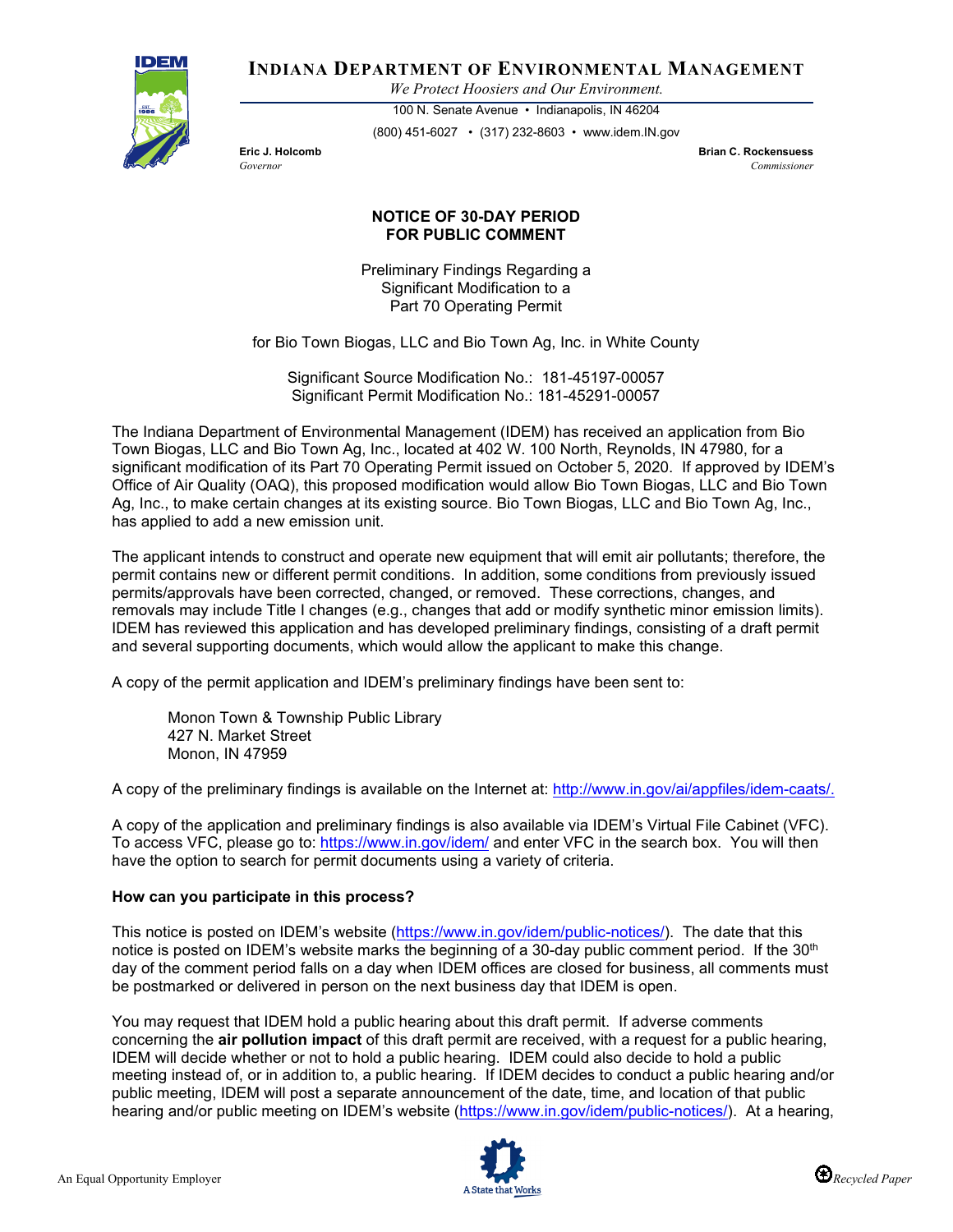# INDIANA DEPARTMENT OF ENVIRONMENTAL MANAGEMENT

*We Protect Hoosiers and Our Environment.*

100 N. Senate Avenue • Indianapolis, IN 46204

(800) 451-6027 • (317) 232-8603 • www.idem.IN.gov

**Eric J. Holcomb**
*Governor*

**Brian C. Rockensuess**
*Commissioner*

## NOTICE OF 30-DAY PERIOD FOR PUBLIC COMMENT

Preliminary Findings Regarding a Significant Modification to a Part 70 Operating Permit

for Bio Town Biogas, LLC and Bio Town Ag, Inc. in White County

Significant Source Modification No.: 181-45197-00057
Significant Permit Modification No.: 181-45291-00057

The Indiana Department of Environmental Management (IDEM) has received an application from Bio Town Biogas, LLC and Bio Town Ag, Inc., located at 402 W. 100 North, Reynolds, IN 47980, for a significant modification of its Part 70 Operating Permit issued on October 5, 2020. If approved by IDEM's Office of Air Quality (OAQ), this proposed modification would allow Bio Town Biogas, LLC and Bio Town Ag, Inc., to make certain changes at its existing source. Bio Town Biogas, LLC and Bio Town Ag, Inc., has applied to add a new emission unit.

The applicant intends to construct and operate new equipment that will emit air pollutants; therefore, the permit contains new or different permit conditions. In addition, some conditions from previously issued permits/approvals have been corrected, changed, or removed. These corrections, changes, and removals may include Title I changes (e.g., changes that add or modify synthetic minor emission limits). IDEM has reviewed this application and has developed preliminary findings, consisting of a draft permit and several supporting documents, which would allow the applicant to make this change.

A copy of the permit application and IDEM's preliminary findings have been sent to:

Monon Town & Township Public Library
427 N. Market Street
Monon, IN 47959

A copy of the preliminary findings is available on the Internet at: http://www.in.gov/ai/appfiles/idem-caats/.

A copy of the application and preliminary findings is also available via IDEM's Virtual File Cabinet (VFC). To access VFC, please go to: https://www.in.gov/idem/ and enter VFC in the search box. You will then have the option to search for permit documents using a variety of criteria.

### How can you participate in this process?

This notice is posted on IDEM's website (https://www.in.gov/idem/public-notices/). The date that this notice is posted on IDEM's website marks the beginning of a 30-day public comment period. If the 30th day of the comment period falls on a day when IDEM offices are closed for business, all comments must be postmarked or delivered in person on the next business day that IDEM is open.

You may request that IDEM hold a public hearing about this draft permit. If adverse comments concerning the **air pollution impact** of this draft permit are received, with a request for a public hearing, IDEM will decide whether or not to hold a public hearing. IDEM could also decide to hold a public meeting instead of, or in addition to, a public hearing. If IDEM decides to conduct a public hearing and/or public meeting, IDEM will post a separate announcement of the date, time, and location of that public hearing and/or public meeting on IDEM's website (https://www.in.gov/idem/public-notices/). At a hearing,

An Equal Opportunity Employer

A State that Works

Recycled Paper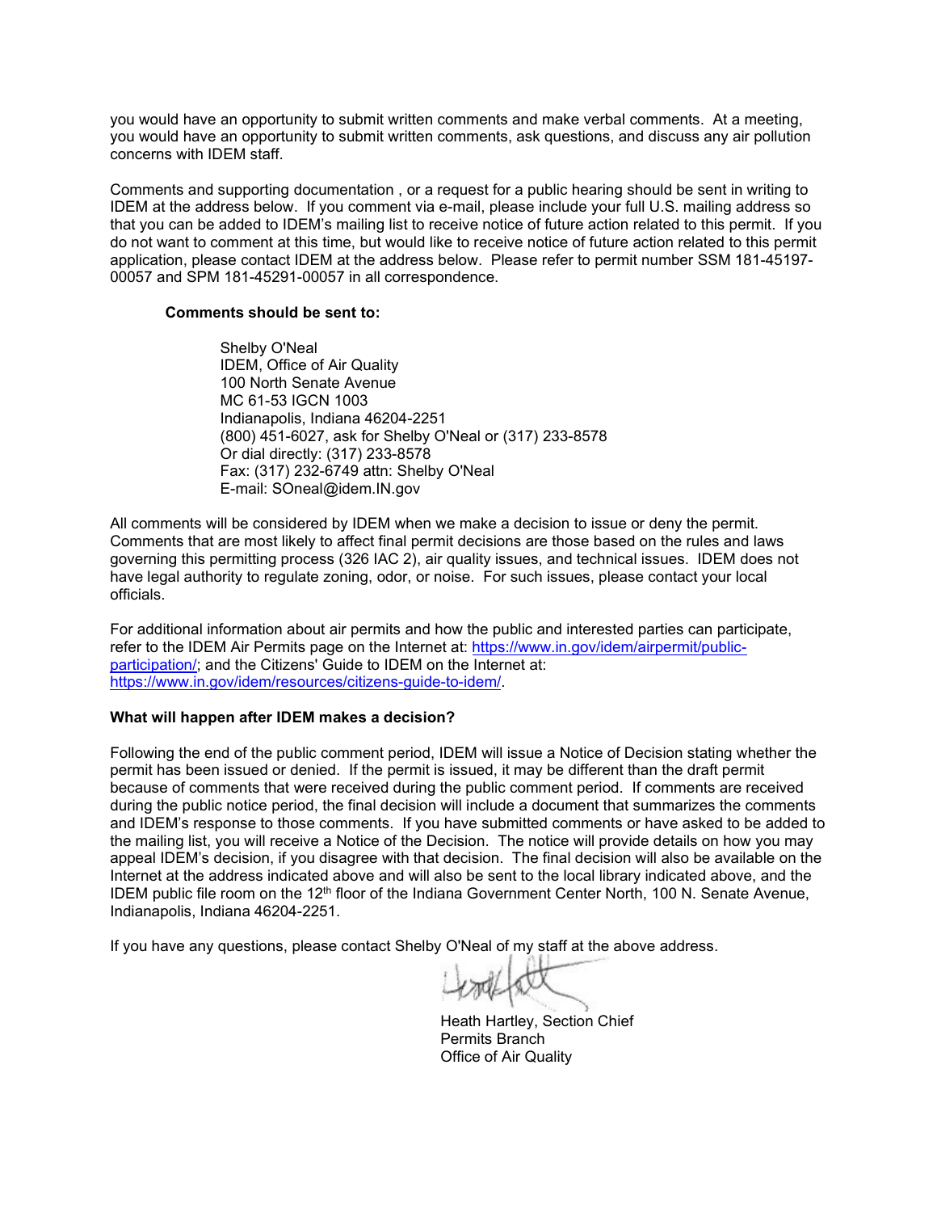you would have an opportunity to submit written comments and make verbal comments. At a meeting, you would have an opportunity to submit written comments, ask questions, and discuss any air pollution concerns with IDEM staff.

Comments and supporting documentation , or a request for a public hearing should be sent in writing to IDEM at the address below. If you comment via e-mail, please include your full U.S. mailing address so that you can be added to IDEM's mailing list to receive notice of future action related to this permit. If you do not want to comment at this time, but would like to receive notice of future action related to this permit application, please contact IDEM at the address below. Please refer to permit number SSM 181-45197-00057 and SPM 181-45291-00057 in all correspondence.

**Comments should be sent to:**

Shelby O'Neal
IDEM, Office of Air Quality
100 North Senate Avenue
MC 61-53 IGCN 1003
Indianapolis, Indiana 46204-2251
(800) 451-6027, ask for Shelby O'Neal or (317) 233-8578
Or dial directly: (317) 233-8578
Fax: (317) 232-6749 attn: Shelby O'Neal
E-mail: SOneal@idem.IN.gov

All comments will be considered by IDEM when we make a decision to issue or deny the permit. Comments that are most likely to affect final permit decisions are those based on the rules and laws governing this permitting process (326 IAC 2), air quality issues, and technical issues. IDEM does not have legal authority to regulate zoning, odor, or noise. For such issues, please contact your local officials.

For additional information about air permits and how the public and interested parties can participate, refer to the IDEM Air Permits page on the Internet at: https://www.in.gov/idem/airpermit/public-participation/; and the Citizens' Guide to IDEM on the Internet at: https://www.in.gov/idem/resources/citizens-guide-to-idem/.

**What will happen after IDEM makes a decision?**

Following the end of the public comment period, IDEM will issue a Notice of Decision stating whether the permit has been issued or denied. If the permit is issued, it may be different than the draft permit because of comments that were received during the public comment period. If comments are received during the public notice period, the final decision will include a document that summarizes the comments and IDEM's response to those comments. If you have submitted comments or have asked to be added to the mailing list, you will receive a Notice of the Decision. The notice will provide details on how you may appeal IDEM's decision, if you disagree with that decision. The final decision will also be available on the Internet at the address indicated above and will also be sent to the local library indicated above, and the IDEM public file room on the 12th floor of the Indiana Government Center North, 100 N. Senate Avenue, Indianapolis, Indiana 46204-2251.

If you have any questions, please contact Shelby O'Neal of my staff at the above address.

Heath Hartley, Section Chief
Permits Branch
Office of Air Quality